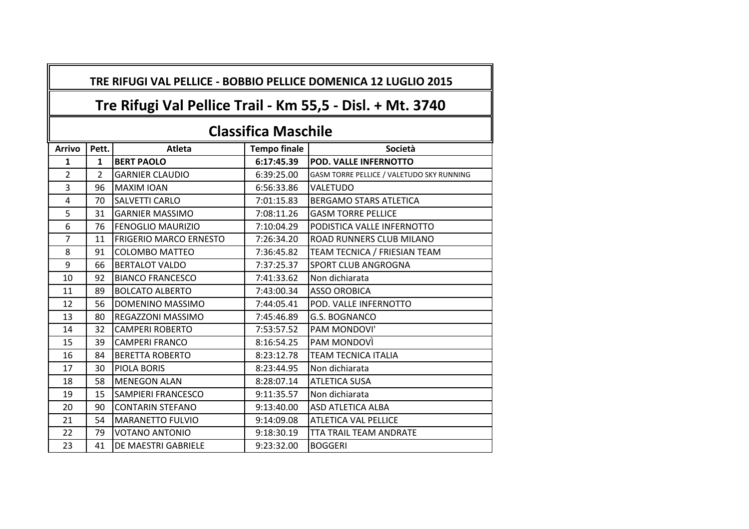## TRE RIFUGI VAL PELLICE - BOBBIO PELLICE DOMENICA 12 LUGLIO 2015

## Tre Rifugi Val Pellice Trail - Km 55,5 - Disl. + Mt. 3740

## Classifica Maschile

| Arrivo | Pett. | Atleta | Tempo finale | Società |
|---|---|---|---|---|
| **1** | **1** | **BERT PAOLO** | **6:17:45.39** | **POD. VALLE INFERNOTTO** |
| 2 | 2 | GARNIER CLAUDIO | 6:39:25.00 | GASM TORRE PELLICE / VALETUDO SKY RUNNING |
| 3 | 96 | MAXIM IOAN | 6:56:33.86 | VALETUDO |
| 4 | 70 | SALVETTI CARLO | 7:01:15.83 | BERGAMO STARS ATLETICA |
| 5 | 31 | GARNIER MASSIMO | 7:08:11.26 | GASM TORRE PELLICE |
| 6 | 76 | FENOGLIO MAURIZIO | 7:10:04.29 | PODISTICA VALLE INFERNOTTO |
| 7 | 11 | FRIGERIO MARCO ERNESTO | 7:26:34.20 | ROAD RUNNERS CLUB MILANO |
| 8 | 91 | COLOMBO MATTEO | 7:36:45.82 | TEAM TECNICA / FRIESIAN TEAM |
| 9 | 66 | BERTALOT VALDO | 7:37:25.37 | SPORT CLUB ANGROGNA |
| 10 | 92 | BIANCO FRANCESCO | 7:41:33.62 | Non dichiarata |
| 11 | 89 | BOLCATO ALBERTO | 7:43:00.34 | ASSO OROBICA |
| 12 | 56 | DOMENINO MASSIMO | 7:44:05.41 | POD. VALLE INFERNOTTO |
| 13 | 80 | REGAZZONI MASSIMO | 7:45:46.89 | G.S. BOGNANCO |
| 14 | 32 | CAMPERI ROBERTO | 7:53:57.52 | PAM MONDOVI' |
| 15 | 39 | CAMPERI FRANCO | 8:16:54.25 | PAM MONDOVÌ |
| 16 | 84 | BERETTA ROBERTO | 8:23:12.78 | TEAM TECNICA ITALIA |
| 17 | 30 | PIOLA BORIS | 8:23:44.95 | Non dichiarata |
| 18 | 58 | MENEGON ALAN | 8:28:07.14 | ATLETICA SUSA |
| 19 | 15 | SAMPIERI FRANCESCO | 9:11:35.57 | Non dichiarata |
| 20 | 90 | CONTARIN STEFANO | 9:13:40.00 | ASD ATLETICA ALBA |
| 21 | 54 | MARANETTO FULVIO | 9:14:09.08 | ATLETICA VAL PELLICE |
| 22 | 79 | VOTANO ANTONIO | 9:18:30.19 | TTA TRAIL TEAM ANDRATE |
| 23 | 41 | DE MAESTRI GABRIELE | 9:23:32.00 | BOGGERI |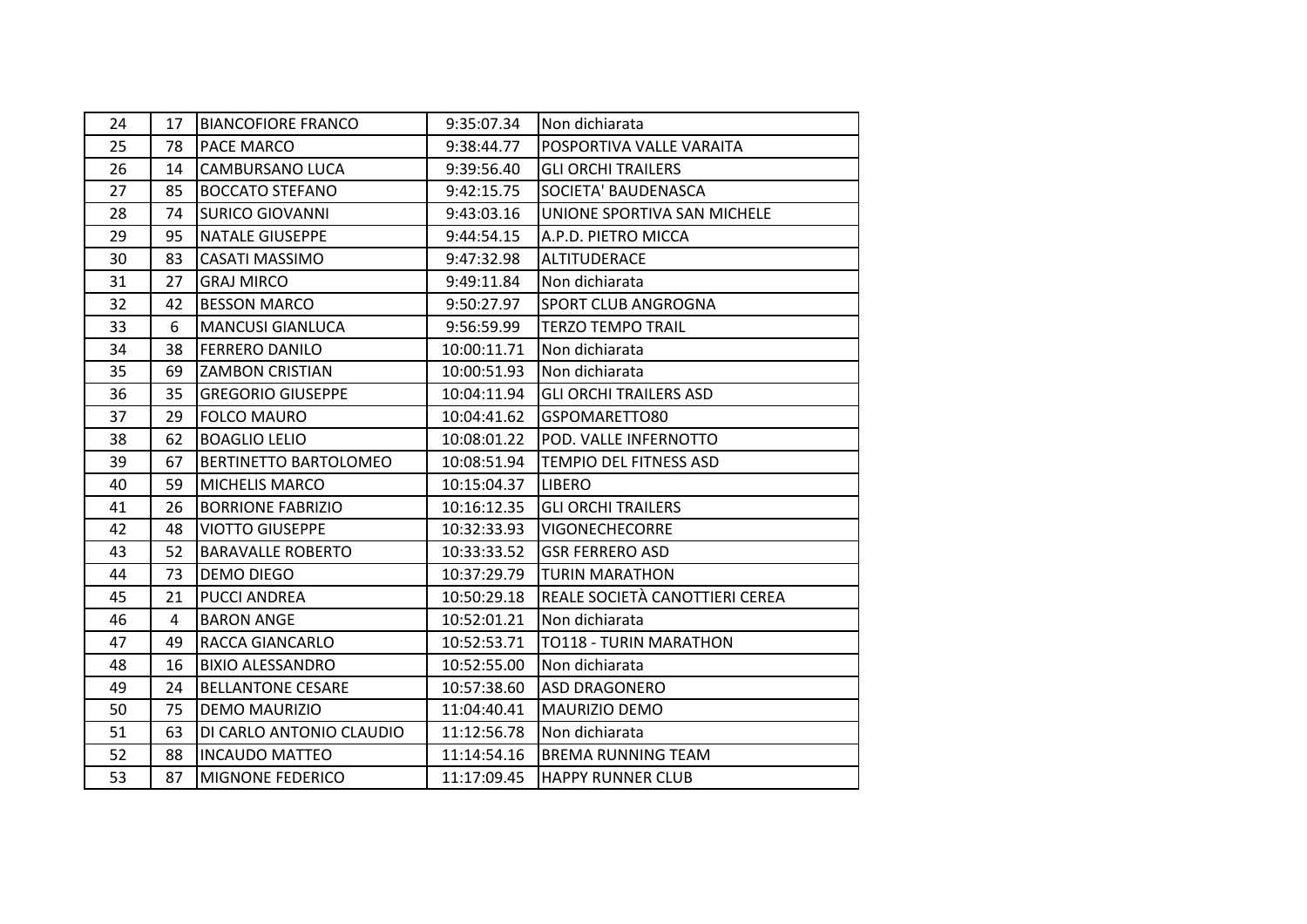| 24 | 17 | BIANCOFIORE FRANCO | 9:35:07.34 | Non dichiarata |
|---|---|---|---|---|
| 25 | 78 | PACE MARCO | 9:38:44.77 | POSPORTIVA VALLE VARAITA |
| 26 | 14 | CAMBURSANO LUCA | 9:39:56.40 | GLI ORCHI TRAILERS |
| 27 | 85 | BOCCATO STEFANO | 9:42:15.75 | SOCIETA' BAUDENASCA |
| 28 | 74 | SURICO GIOVANNI | 9:43:03.16 | UNIONE SPORTIVA SAN MICHELE |
| 29 | 95 | NATALE GIUSEPPE | 9:44:54.15 | A.P.D. PIETRO MICCA |
| 30 | 83 | CASATI MASSIMO | 9:47:32.98 | ALTITUDERACE |
| 31 | 27 | GRAJ MIRCO | 9:49:11.84 | Non dichiarata |
| 32 | 42 | BESSON MARCO | 9:50:27.97 | SPORT CLUB ANGROGNA |
| 33 | 6 | MANCUSI GIANLUCA | 9:56:59.99 | TERZO TEMPO TRAIL |
| 34 | 38 | FERRERO DANILO | 10:00:11.71 | Non dichiarata |
| 35 | 69 | ZAMBON CRISTIAN | 10:00:51.93 | Non dichiarata |
| 36 | 35 | GREGORIO GIUSEPPE | 10:04:11.94 | GLI ORCHI TRAILERS ASD |
| 37 | 29 | FOLCO MAURO | 10:04:41.62 | GSPOMARETTO80 |
| 38 | 62 | BOAGLIO LELIO | 10:08:01.22 | POD. VALLE INFERNOTTO |
| 39 | 67 | BERTINETTO BARTOLOMEO | 10:08:51.94 | TEMPIO DEL FITNESS ASD |
| 40 | 59 | MICHELIS MARCO | 10:15:04.37 | LIBERO |
| 41 | 26 | BORRIONE FABRIZIO | 10:16:12.35 | GLI ORCHI TRAILERS |
| 42 | 48 | VIOTTO GIUSEPPE | 10:32:33.93 | VIGONECHECORRE |
| 43 | 52 | BARAVALLE ROBERTO | 10:33:33.52 | GSR FERRERO ASD |
| 44 | 73 | DEMO DIEGO | 10:37:29.79 | TURIN MARATHON |
| 45 | 21 | PUCCI ANDREA | 10:50:29.18 | REALE SOCIETÀ CANOTTIERI CEREA |
| 46 | 4 | BARON ANGE | 10:52:01.21 | Non dichiarata |
| 47 | 49 | RACCA GIANCARLO | 10:52:53.71 | TO118 - TURIN MARATHON |
| 48 | 16 | BIXIO ALESSANDRO | 10:52:55.00 | Non dichiarata |
| 49 | 24 | BELLANTONE CESARE | 10:57:38.60 | ASD DRAGONERO |
| 50 | 75 | DEMO MAURIZIO | 11:04:40.41 | MAURIZIO DEMO |
| 51 | 63 | DI CARLO ANTONIO CLAUDIO | 11:12:56.78 | Non dichiarata |
| 52 | 88 | INCAUDO MATTEO | 11:14:54.16 | BREMA RUNNING TEAM |
| 53 | 87 | MIGNONE FEDERICO | 11:17:09.45 | HAPPY RUNNER CLUB |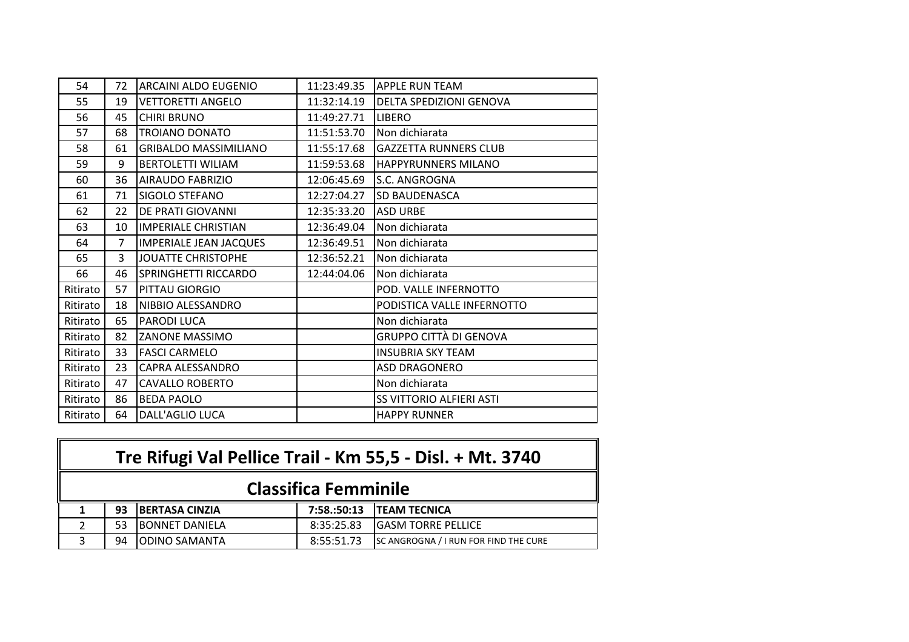| | | | | |
|---|---|---|---|---|
| 54 | 72 | ARCAINI ALDO EUGENIO | 11:23:49.35 | APPLE RUN TEAM |
| 55 | 19 | VETTORETTI ANGELO | 11:32:14.19 | DELTA SPEDIZIONI GENOVA |
| 56 | 45 | CHIRI BRUNO | 11:49:27.71 | LIBERO |
| 57 | 68 | TROIANO DONATO | 11:51:53.70 | Non dichiarata |
| 58 | 61 | GRIBALDO MASSIMILIANO | 11:55:17.68 | GAZZETTA RUNNERS CLUB |
| 59 | 9 | BERTOLETTI WILIAM | 11:59:53.68 | HAPPYRUNNERS MILANO |
| 60 | 36 | AIRAUDO FABRIZIO | 12:06:45.69 | S.C. ANGROGNA |
| 61 | 71 | SIGOLO STEFANO | 12:27:04.27 | SD BAUDENASCA |
| 62 | 22 | DE PRATI GIOVANNI | 12:35:33.20 | ASD URBE |
| 63 | 10 | IMPERIALE CHRISTIAN | 12:36:49.04 | Non dichiarata |
| 64 | 7 | IMPERIALE JEAN JACQUES | 12:36:49.51 | Non dichiarata |
| 65 | 3 | JOUATTE CHRISTOPHE | 12:36:52.21 | Non dichiarata |
| 66 | 46 | SPRINGHETTI RICCARDO | 12:44:04.06 | Non dichiarata |
| Ritirato | 57 | PITTAU GIORGIO | | POD. VALLE INFERNOTTO |
| Ritirato | 18 | NIBBIO ALESSANDRO | | PODISTICA VALLE INFERNOTTO |
| Ritirato | 65 | PARODI LUCA | | Non dichiarata |
| Ritirato | 82 | ZANONE MASSIMO | | GRUPPO CITTÀ DI GENOVA |
| Ritirato | 33 | FASCI CARMELO | | INSUBRIA SKY TEAM |
| Ritirato | 23 | CAPRA ALESSANDRO | | ASD DRAGONERO |
| Ritirato | 47 | CAVALLO ROBERTO | | Non dichiarata |
| Ritirato | 86 | BEDA PAOLO | | SS VITTORIO ALFIERI ASTI |
| Ritirato | 64 | DALL'AGLIO LUCA | | HAPPY RUNNER |

## Tre Rifugi Val Pellice Trail - Km 55,5 - Disl. + Mt. 3740

## Classifica Femminile

| | | | | |
|---|---|---|---|---|
| **1** | **93** | **BERTASA CINZIA** | **7:58.:50:13** | **TEAM TECNICA** |
| 2 | 53 | BONNET DANIELA | 8:35:25.83 | GASM TORRE PELLICE |
| 3 | 94 | ODINO SAMANTA | 8:55:51.73 | SC ANGROGNA / I RUN FOR FIND THE CURE |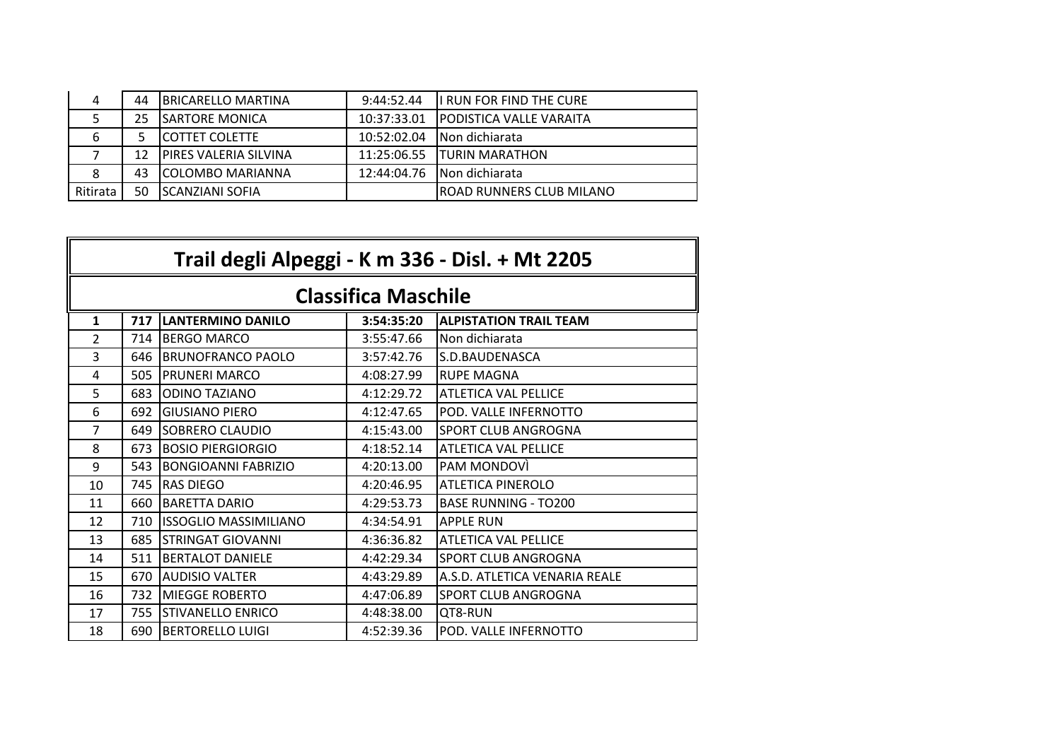| | | | | |
|---|---|---|---|---|
| 4 | 44 | BRICARELLO MARTINA | 9:44:52.44 | I RUN FOR FIND THE CURE |
| 5 | 25 | SARTORE MONICA | 10:37:33.01 | PODISTICA VALLE VARAITA |
| 6 | 5 | COTTET COLETTE | 10:52:02.04 | Non dichiarata |
| 7 | 12 | PIRES VALERIA SILVINA | 11:25:06.55 | TURIN MARATHON |
| 8 | 43 | COLOMBO MARIANNA | 12:44:04.76 | Non dichiarata |
| Ritirata | 50 | SCANZIANI SOFIA | | ROAD RUNNERS CLUB MILANO |

## Trail degli Alpeggi - K m 336 - Disl. + Mt 2205

### Classifica Maschile

| | | | | |
|---|---|---|---|---|
| **1** | **717** | **LANTERMINO DANILO** | **3:54:35:20** | **ALPISTATION TRAIL TEAM** |
| 2 | 714 | BERGO MARCO | 3:55:47.66 | Non dichiarata |
| 3 | 646 | BRUNOFRANCO PAOLO | 3:57:42.76 | S.D.BAUDENASCA |
| 4 | 505 | PRUNERI MARCO | 4:08:27.99 | RUPE MAGNA |
| 5 | 683 | ODINO TAZIANO | 4:12:29.72 | ATLETICA VAL PELLICE |
| 6 | 692 | GIUSIANO PIERO | 4:12:47.65 | POD. VALLE INFERNOTTO |
| 7 | 649 | SOBRERO CLAUDIO | 4:15:43.00 | SPORT CLUB ANGROGNA |
| 8 | 673 | BOSIO PIERGIORGIO | 4:18:52.14 | ATLETICA VAL PELLICE |
| 9 | 543 | BONGIOANNI FABRIZIO | 4:20:13.00 | PAM MONDOVÌ |
| 10 | 745 | RAS DIEGO | 4:20:46.95 | ATLETICA PINEROLO |
| 11 | 660 | BARETTA DARIO | 4:29:53.73 | BASE RUNNING - TO200 |
| 12 | 710 | ISSOGLIO MASSIMILIANO | 4:34:54.91 | APPLE RUN |
| 13 | 685 | STRINGAT GIOVANNI | 4:36:36.82 | ATLETICA VAL PELLICE |
| 14 | 511 | BERTALOT DANIELE | 4:42:29.34 | SPORT CLUB ANGROGNA |
| 15 | 670 | AUDISIO VALTER | 4:43:29.89 | A.S.D. ATLETICA VENARIA REALE |
| 16 | 732 | MIEGGE ROBERTO | 4:47:06.89 | SPORT CLUB ANGROGNA |
| 17 | 755 | STIVANELLO ENRICO | 4:48:38.00 | QT8-RUN |
| 18 | 690 | BERTORELLO LUIGI | 4:52:39.36 | POD. VALLE INFERNOTTO |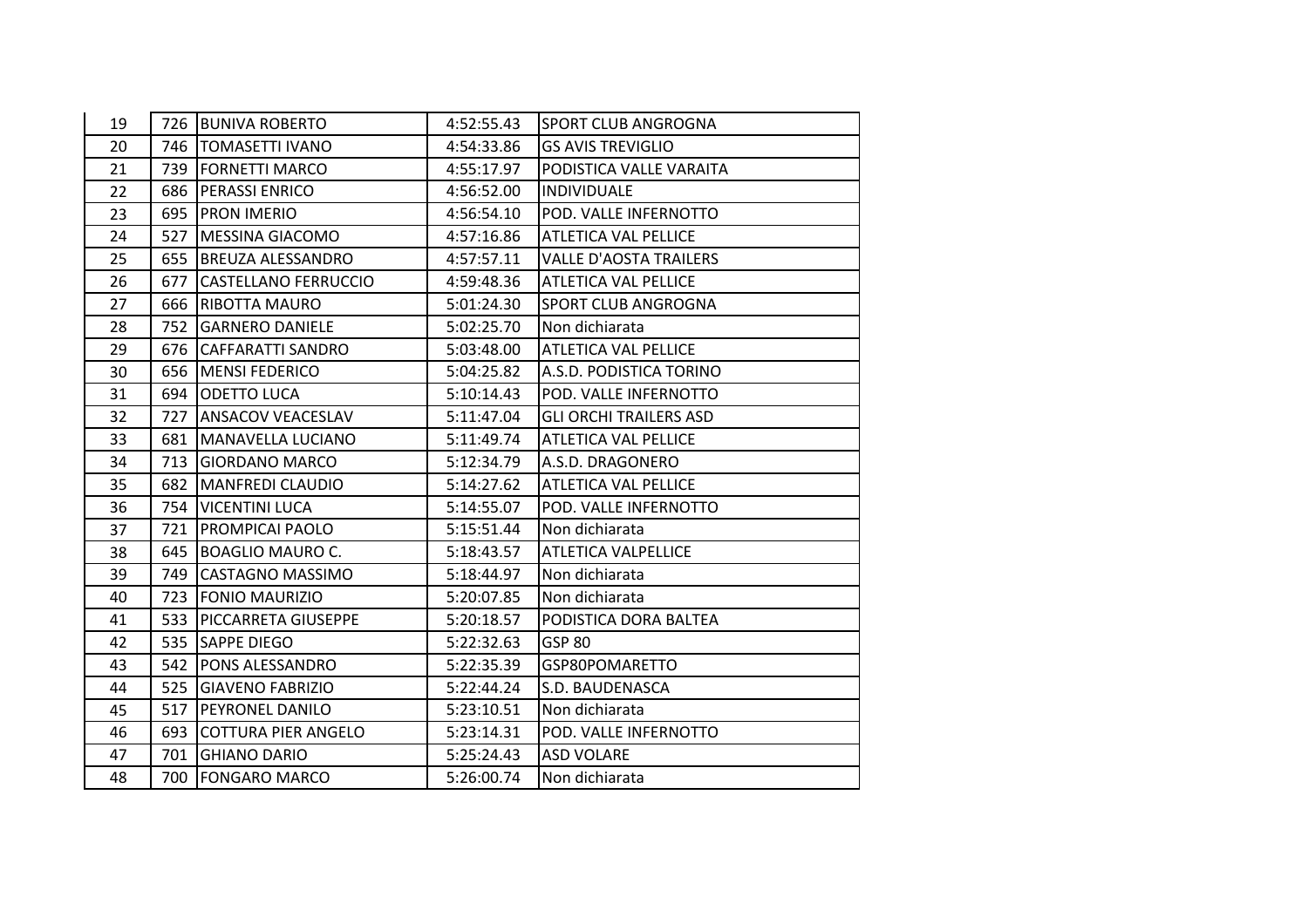| | | | | |
|---|---|---|---|---|
| 19 | 726 | BUNIVA ROBERTO | 4:52:55.43 | SPORT CLUB ANGROGNA |
| 20 | 746 | TOMASETTI IVANO | 4:54:33.86 | GS AVIS TREVIGLIO |
| 21 | 739 | FORNETTI MARCO | 4:55:17.97 | PODISTICA VALLE VARAITA |
| 22 | 686 | PERASSI ENRICO | 4:56:52.00 | INDIVIDUALE |
| 23 | 695 | PRON IMERIO | 4:56:54.10 | POD. VALLE INFERNOTTO |
| 24 | 527 | MESSINA GIACOMO | 4:57:16.86 | ATLETICA VAL PELLICE |
| 25 | 655 | BREUZA ALESSANDRO | 4:57:57.11 | VALLE D'AOSTA TRAILERS |
| 26 | 677 | CASTELLANO FERRUCCIO | 4:59:48.36 | ATLETICA VAL PELLICE |
| 27 | 666 | RIBOTTA MAURO | 5:01:24.30 | SPORT CLUB ANGROGNA |
| 28 | 752 | GARNERO DANIELE | 5:02:25.70 | Non dichiarata |
| 29 | 676 | CAFFARATTI SANDRO | 5:03:48.00 | ATLETICA VAL PELLICE |
| 30 | 656 | MENSI FEDERICO | 5:04:25.82 | A.S.D. PODISTICA TORINO |
| 31 | 694 | ODETTO LUCA | 5:10:14.43 | POD. VALLE INFERNOTTO |
| 32 | 727 | ANSACOV VEACESLAV | 5:11:47.04 | GLI ORCHI TRAILERS ASD |
| 33 | 681 | MANAVELLA LUCIANO | 5:11:49.74 | ATLETICA VAL PELLICE |
| 34 | 713 | GIORDANO MARCO | 5:12:34.79 | A.S.D. DRAGONERO |
| 35 | 682 | MANFREDI CLAUDIO | 5:14:27.62 | ATLETICA VAL PELLICE |
| 36 | 754 | VICENTINI LUCA | 5:14:55.07 | POD. VALLE INFERNOTTO |
| 37 | 721 | PROMPICAI PAOLO | 5:15:51.44 | Non dichiarata |
| 38 | 645 | BOAGLIO MAURO C. | 5:18:43.57 | ATLETICA VALPELLICE |
| 39 | 749 | CASTAGNO MASSIMO | 5:18:44.97 | Non dichiarata |
| 40 | 723 | FONIO MAURIZIO | 5:20:07.85 | Non dichiarata |
| 41 | 533 | PICCARRETA GIUSEPPE | 5:20:18.57 | PODISTICA DORA BALTEA |
| 42 | 535 | SAPPE DIEGO | 5:22:32.63 | GSP 80 |
| 43 | 542 | PONS ALESSANDRO | 5:22:35.39 | GSP80POMARETTO |
| 44 | 525 | GIAVENO FABRIZIO | 5:22:44.24 | S.D. BAUDENASCA |
| 45 | 517 | PEYRONEL DANILO | 5:23:10.51 | Non dichiarata |
| 46 | 693 | COTTURA PIER ANGELO | 5:23:14.31 | POD. VALLE INFERNOTTO |
| 47 | 701 | GHIANO DARIO | 5:25:24.43 | ASD VOLARE |
| 48 | 700 | FONGARO MARCO | 5:26:00.74 | Non dichiarata |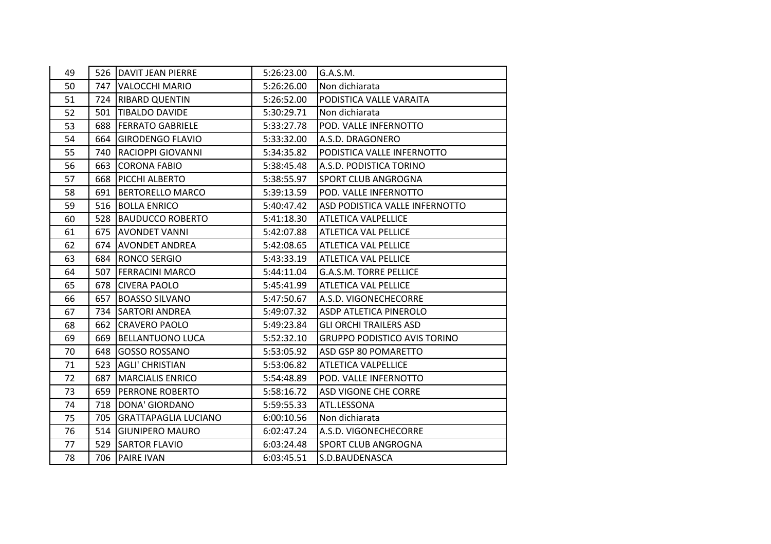| | | | | |
|---|---|---|---|---|
| 49 | 526 | DAVIT JEAN PIERRE | 5:26:23.00 | G.A.S.M. |
| 50 | 747 | VALOCCHI MARIO | 5:26:26.00 | Non dichiarata |
| 51 | 724 | RIBARD QUENTIN | 5:26:52.00 | PODISTICA VALLE VARAITA |
| 52 | 501 | TIBALDO DAVIDE | 5:30:29.71 | Non dichiarata |
| 53 | 688 | FERRATO GABRIELE | 5:33:27.78 | POD. VALLE INFERNOTTO |
| 54 | 664 | GIRODENGO FLAVIO | 5:33:32.00 | A.S.D. DRAGONERO |
| 55 | 740 | RACIOPPI GIOVANNI | 5:34:35.82 | PODISTICA VALLE INFERNOTTO |
| 56 | 663 | CORONA FABIO | 5:38:45.48 | A.S.D. PODISTICA TORINO |
| 57 | 668 | PICCHI ALBERTO | 5:38:55.97 | SPORT CLUB ANGROGNA |
| 58 | 691 | BERTORELLO MARCO | 5:39:13.59 | POD. VALLE INFERNOTTO |
| 59 | 516 | BOLLA ENRICO | 5:40:47.42 | ASD PODISTICA VALLE INFERNOTTO |
| 60 | 528 | BAUDUCCO ROBERTO | 5:41:18.30 | ATLETICA VALPELLICE |
| 61 | 675 | AVONDET VANNI | 5:42:07.88 | ATLETICA VAL PELLICE |
| 62 | 674 | AVONDET ANDREA | 5:42:08.65 | ATLETICA VAL PELLICE |
| 63 | 684 | RONCO SERGIO | 5:43:33.19 | ATLETICA VAL PELLICE |
| 64 | 507 | FERRACINI MARCO | 5:44:11.04 | G.A.S.M. TORRE PELLICE |
| 65 | 678 | CIVERA PAOLO | 5:45:41.99 | ATLETICA VAL PELLICE |
| 66 | 657 | BOASSO SILVANO | 5:47:50.67 | A.S.D. VIGONECHECORRE |
| 67 | 734 | SARTORI ANDREA | 5:49:07.32 | ASDP ATLETICA PINEROLO |
| 68 | 662 | CRAVERO PAOLO | 5:49:23.84 | GLI ORCHI TRAILERS ASD |
| 69 | 669 | BELLANTUONO LUCA | 5:52:32.10 | GRUPPO PODISTICO AVIS TORINO |
| 70 | 648 | GOSSO ROSSANO | 5:53:05.92 | ASD GSP 80 POMARETTO |
| 71 | 523 | AGLI' CHRISTIAN | 5:53:06.82 | ATLETICA VALPELLICE |
| 72 | 687 | MARCIALIS ENRICO | 5:54:48.89 | POD. VALLE INFERNOTTO |
| 73 | 659 | PERRONE ROBERTO | 5:58:16.72 | ASD VIGONE CHE CORRE |
| 74 | 718 | DONA' GIORDANO | 5:59:55.33 | ATL.LESSONA |
| 75 | 705 | GRATTAPAGLIA LUCIANO | 6:00:10.56 | Non dichiarata |
| 76 | 514 | GIUNIPERO MAURO | 6:02:47.24 | A.S.D. VIGONECHECORRE |
| 77 | 529 | SARTOR FLAVIO | 6:03:24.48 | SPORT CLUB ANGROGNA |
| 78 | 706 | PAIRE IVAN | 6:03:45.51 | S.D.BAUDENASCA |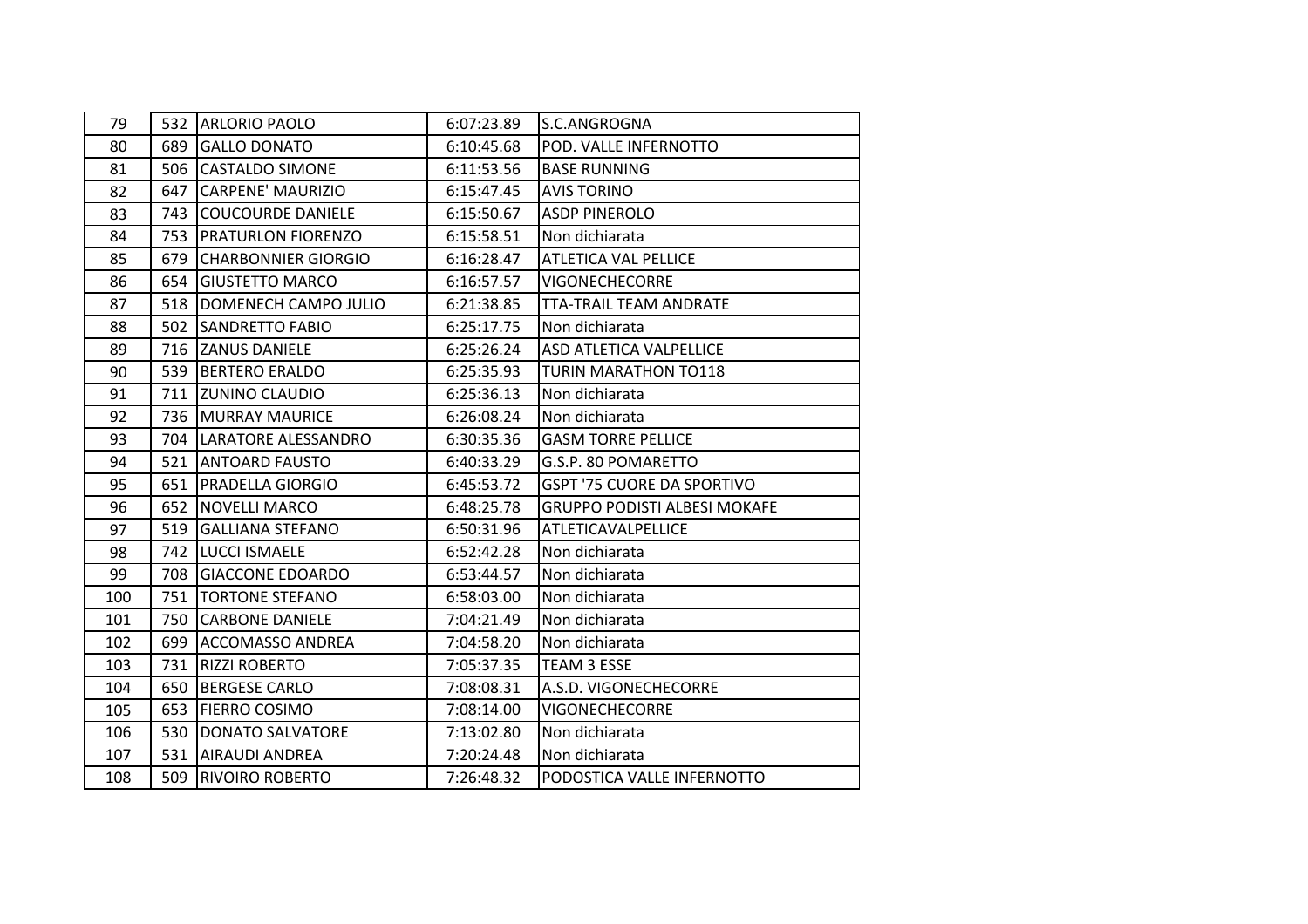| 79 | 532 | ARLORIO PAOLO | 6:07:23.89 | S.C.ANGROGNA |
|---|---|---|---|---|
| 80 | 689 | GALLO DONATO | 6:10:45.68 | POD. VALLE INFERNOTTO |
| 81 | 506 | CASTALDO SIMONE | 6:11:53.56 | BASE RUNNING |
| 82 | 647 | CARPENE' MAURIZIO | 6:15:47.45 | AVIS TORINO |
| 83 | 743 | COUCOURDE DANIELE | 6:15:50.67 | ASDP PINEROLO |
| 84 | 753 | PRATURLON FIORENZO | 6:15:58.51 | Non dichiarata |
| 85 | 679 | CHARBONNIER GIORGIO | 6:16:28.47 | ATLETICA VAL PELLICE |
| 86 | 654 | GIUSTETTO MARCO | 6:16:57.57 | VIGONECHECORRE |
| 87 | 518 | DOMENECH CAMPO JULIO | 6:21:38.85 | TTA-TRAIL TEAM ANDRATE |
| 88 | 502 | SANDRETTO FABIO | 6:25:17.75 | Non dichiarata |
| 89 | 716 | ZANUS DANIELE | 6:25:26.24 | ASD ATLETICA VALPELLICE |
| 90 | 539 | BERTERO ERALDO | 6:25:35.93 | TURIN MARATHON TO118 |
| 91 | 711 | ZUNINO CLAUDIO | 6:25:36.13 | Non dichiarata |
| 92 | 736 | MURRAY MAURICE | 6:26:08.24 | Non dichiarata |
| 93 | 704 | LARATORE ALESSANDRO | 6:30:35.36 | GASM TORRE PELLICE |
| 94 | 521 | ANTOARD FAUSTO | 6:40:33.29 | G.S.P. 80 POMARETTO |
| 95 | 651 | PRADELLA GIORGIO | 6:45:53.72 | GSPT '75 CUORE DA SPORTIVO |
| 96 | 652 | NOVELLI MARCO | 6:48:25.78 | GRUPPO PODISTI ALBESI MOKAFE |
| 97 | 519 | GALLIANA STEFANO | 6:50:31.96 | ATLETICAVALPELLICE |
| 98 | 742 | LUCCI ISMAELE | 6:52:42.28 | Non dichiarata |
| 99 | 708 | GIACCONE EDOARDO | 6:53:44.57 | Non dichiarata |
| 100 | 751 | TORTONE STEFANO | 6:58:03.00 | Non dichiarata |
| 101 | 750 | CARBONE DANIELE | 7:04:21.49 | Non dichiarata |
| 102 | 699 | ACCOMASSO ANDREA | 7:04:58.20 | Non dichiarata |
| 103 | 731 | RIZZI ROBERTO | 7:05:37.35 | TEAM 3 ESSE |
| 104 | 650 | BERGESE CARLO | 7:08:08.31 | A.S.D. VIGONECHECORRE |
| 105 | 653 | FIERRO COSIMO | 7:08:14.00 | VIGONECHECORRE |
| 106 | 530 | DONATO SALVATORE | 7:13:02.80 | Non dichiarata |
| 107 | 531 | AIRAUDI ANDREA | 7:20:24.48 | Non dichiarata |
| 108 | 509 | RIVOIRO ROBERTO | 7:26:48.32 | PODOSTICA VALLE INFERNOTTO |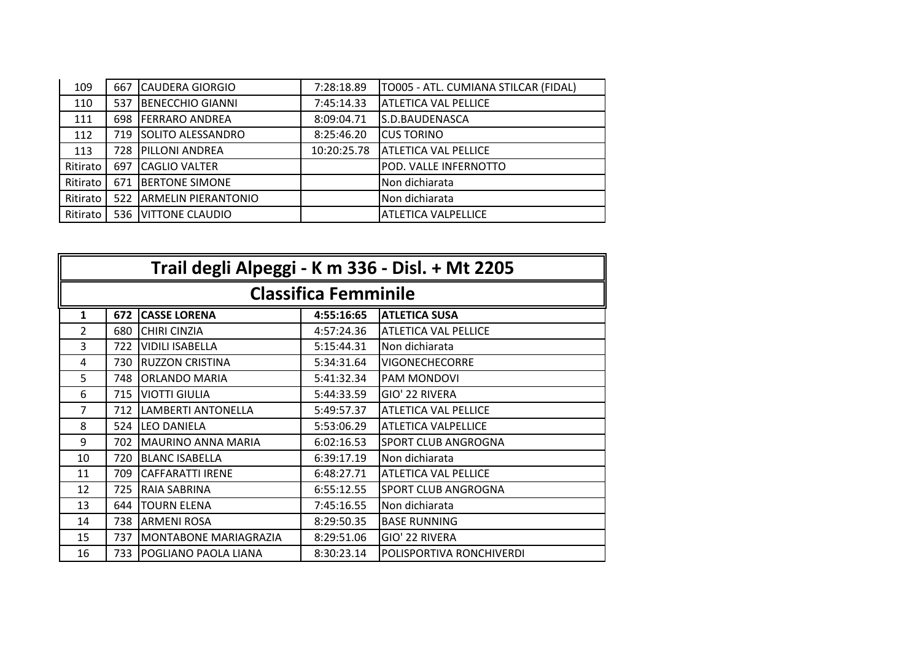| | | | | |
|---|---|---|---|---|
| 109 | 667 | CAUDERA GIORGIO | 7:28:18.89 | TO005 - ATL. CUMIANA STILCAR (FIDAL) |
| 110 | 537 | BENECCHIO GIANNI | 7:45:14.33 | ATLETICA VAL PELLICE |
| 111 | 698 | FERRARO ANDREA | 8:09:04.71 | S.D.BAUDENASCA |
| 112 | 719 | SOLITO ALESSANDRO | 8:25:46.20 | CUS TORINO |
| 113 | 728 | PILLONI ANDREA | 10:20:25.78 | ATLETICA VAL PELLICE |
| Ritirato | 697 | CAGLIO VALTER | | POD. VALLE INFERNOTTO |
| Ritirato | 671 | BERTONE SIMONE | | Non dichiarata |
| Ritirato | 522 | ARMELIN PIERANTONIO | | Non dichiarata |
| Ritirato | 536 | VITTONE CLAUDIO | | ATLETICA VALPELLICE |

# Trail degli Alpeggi - K m 336 - Disl. + Mt 2205

## Classifica Femminile

| | | | | |
|---|---|---|---|---|
| **1** | **672** | **CASSE LORENA** | **4:55:16:65** | **ATLETICA SUSA** |
| 2 | 680 | CHIRI CINZIA | 4:57:24.36 | ATLETICA VAL PELLICE |
| 3 | 722 | VIDILI ISABELLA | 5:15:44.31 | Non dichiarata |
| 4 | 730 | RUZZON CRISTINA | 5:34:31.64 | VIGONECHECORRE |
| 5 | 748 | ORLANDO MARIA | 5:41:32.34 | PAM MONDOVI |
| 6 | 715 | VIOTTI GIULIA | 5:44:33.59 | GIO' 22 RIVERA |
| 7 | 712 | LAMBERTI ANTONELLA | 5:49:57.37 | ATLETICA VAL PELLICE |
| 8 | 524 | LEO DANIELA | 5:53:06.29 | ATLETICA VALPELLICE |
| 9 | 702 | MAURINO ANNA MARIA | 6:02:16.53 | SPORT CLUB ANGROGNA |
| 10 | 720 | BLANC ISABELLA | 6:39:17.19 | Non dichiarata |
| 11 | 709 | CAFFARATTI IRENE | 6:48:27.71 | ATLETICA VAL PELLICE |
| 12 | 725 | RAIA SABRINA | 6:55:12.55 | SPORT CLUB ANGROGNA |
| 13 | 644 | TOURN ELENA | 7:45:16.55 | Non dichiarata |
| 14 | 738 | ARMENI ROSA | 8:29:50.35 | BASE RUNNING |
| 15 | 737 | MONTABONE MARIAGRAZIA | 8:29:51.06 | GIO' 22 RIVERA |
| 16 | 733 | POGLIANO PAOLA LIANA | 8:30:23.14 | POLISPORTIVA RONCHIVERDI |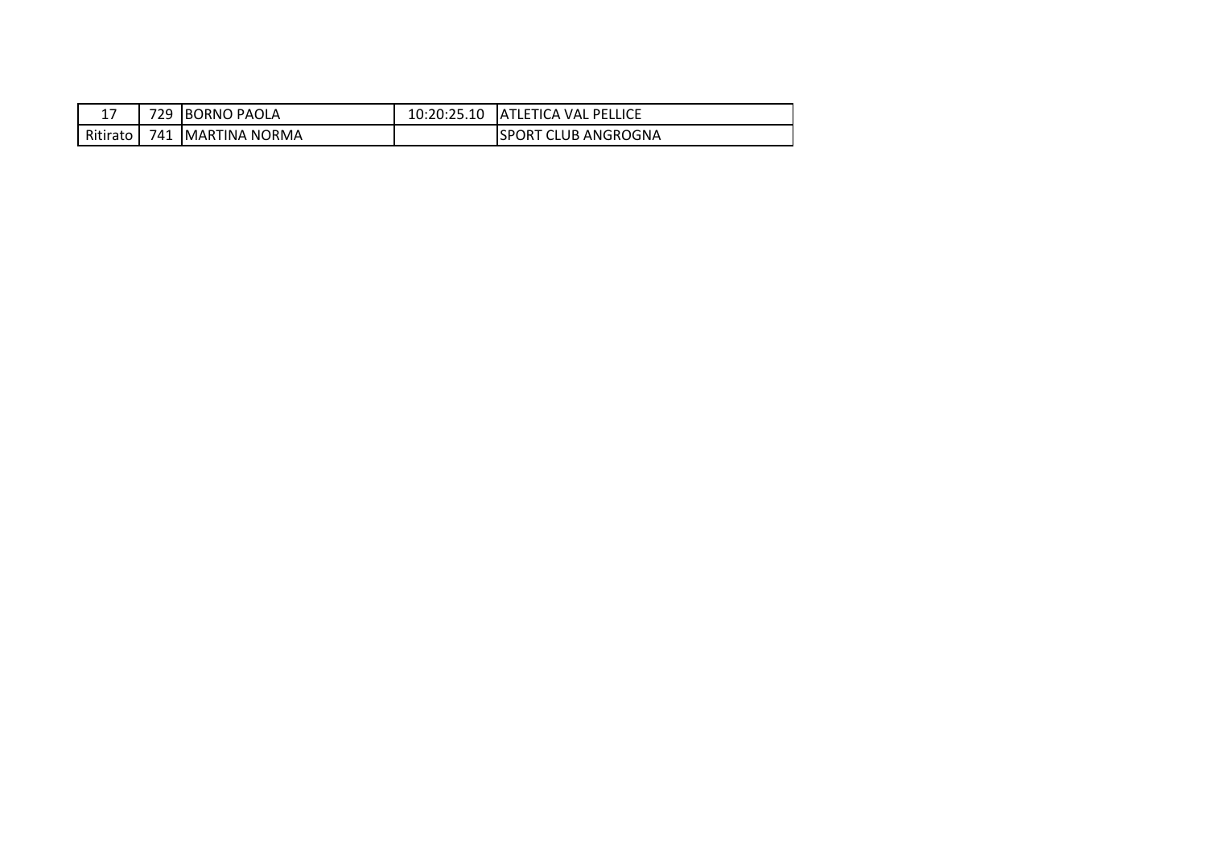| | | | | |
|---|---|---|---|---|
| 17 | 729 | BORNO PAOLA | 10:20:25.10 | ATLETICA VAL PELLICE |
| Ritirato | 741 | MARTINA NORMA | | SPORT CLUB ANGROGNA |